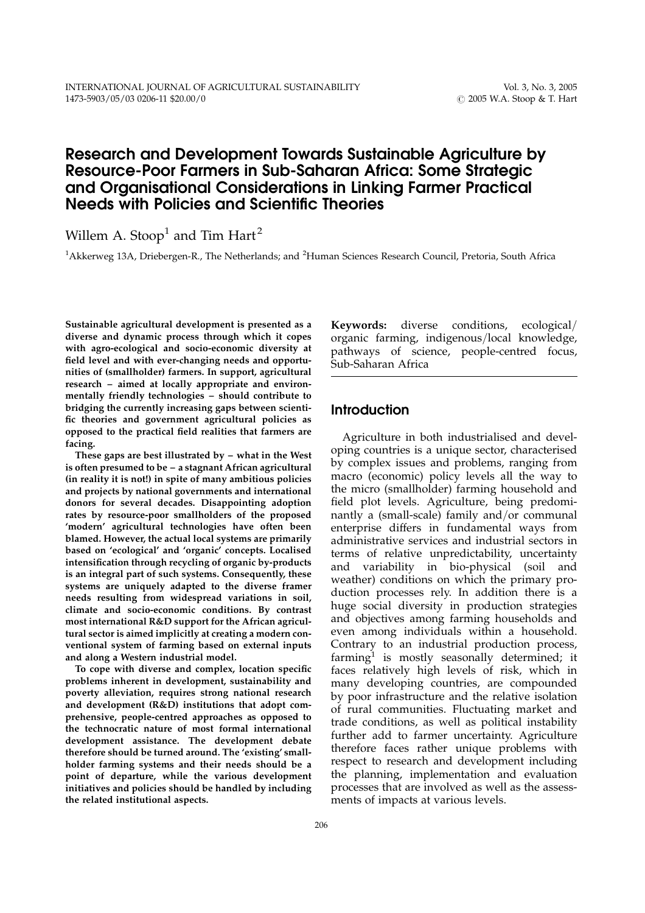# Research and Development Towards Sustainable Agriculture by Resource-Poor Farmers in Sub-Saharan Africa: Some Strategic and Organisational Considerations in Linking Farmer Practical Needs with Policies and Scientific Theories

Willem A. Stoop[1] and Tim Hart[2]

[1]Akkerweg 13A, Driebergen-R., The Netherlands; and [2]Human Sciences Research Council, Pretoria, South Africa

**Sustainable agricultural development is presented as a diverse and dynamic process through which it copes with agro-ecological and socio-economic diversity at field level and with ever-changing needs and opportunities of (smallholder) farmers. In support, agricultural research – aimed at locally appropriate and environmentally friendly technologies – should contribute to bridging the currently increasing gaps between scientific theories and government agricultural policies as opposed to the practical field realities that farmers are facing.**

**These gaps are best illustrated by – what in the West is often presumed to be – a stagnant African agricultural (in reality it is not!) in spite of many ambitious policies and projects by national governments and international donors for several decades. Disappointing adoption rates by resource-poor smallholders of the proposed 'modern' agricultural technologies have often been blamed. However, the actual local systems are primarily based on 'ecological' and 'organic' concepts. Localised intensification through recycling of organic by-products is an integral part of such systems. Consequently, these systems are uniquely adapted to the diverse framer needs resulting from widespread variations in soil, climate and socio-economic conditions. By contrast most international R&D support for the African agricultural sector is aimed implicitly at creating a modern conventional system of farming based on external inputs and along a Western industrial model.**

**To cope with diverse and complex, location specific problems inherent in development, sustainability and poverty alleviation, requires strong national research and development (R&D) institutions that adopt comprehensive, people-centred approaches as opposed to the technocratic nature of most formal international development assistance. The development debate therefore should be turned around. The 'existing' smallholder farming systems and their needs should be a point of departure, while the various development initiatives and policies should be handled by including the related institutional aspects.**

**Keywords:** diverse conditions, ecological/organic farming, indigenous/local knowledge, pathways of science, people-centred focus, Sub-Saharan Africa

## Introduction

Agriculture in both industrialised and developing countries is a unique sector, characterised by complex issues and problems, ranging from macro (economic) policy levels all the way to the micro (smallholder) farming household and field plot levels. Agriculture, being predominantly a (small-scale) family and/or communal enterprise differs in fundamental ways from administrative services and industrial sectors in terms of relative unpredictability, uncertainty and variability in bio-physical (soil and weather) conditions on which the primary production processes rely. In addition there is a huge social diversity in production strategies and objectives among farming households and even among individuals within a household. Contrary to an industrial production process, farming[1] is mostly seasonally determined; it faces relatively high levels of risk, which in many developing countries, are compounded by poor infrastructure and the relative isolation of rural communities. Fluctuating market and trade conditions, as well as political instability further add to farmer uncertainty. Agriculture therefore faces rather unique problems with respect to research and development including the planning, implementation and evaluation processes that are involved as well as the assessments of impacts at various levels.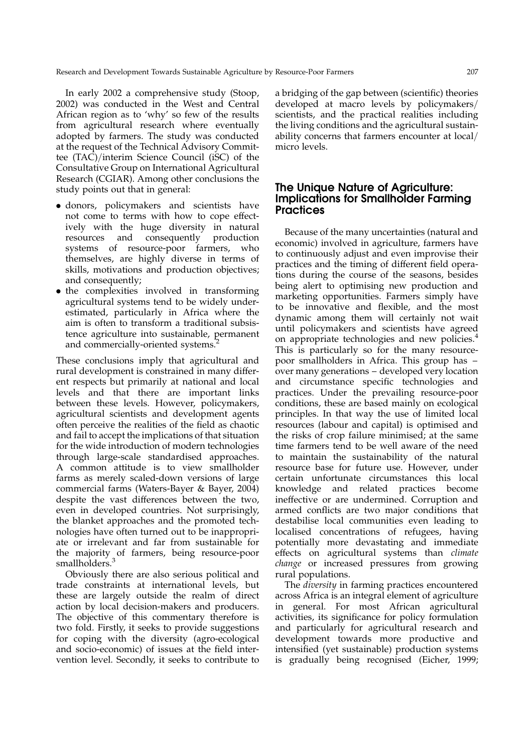In early 2002 a comprehensive study (Stoop, 2002) was conducted in the West and Central African region as to 'why' so few of the results from agricultural research where eventually adopted by farmers. The study was conducted at the request of the Technical Advisory Committee (TAC)/interim Science Council (iSC) of the Consultative Group on International Agricultural Research (CGIAR). Among other conclusions the study points out that in general:

- donors, policymakers and scientists have not come to terms with how to cope effectively with the huge diversity in natural resources and consequently production systems of resource-poor farmers, who themselves, are highly diverse in terms of skills, motivations and production objectives; and consequently;
- the complexities involved in transforming agricultural systems tend to be widely underestimated, particularly in Africa where the aim is often to transform a traditional subsistence agriculture into sustainable, permanent and commercially-oriented systems.[2]

These conclusions imply that agricultural and rural development is constrained in many different respects but primarily at national and local levels and that there are important links between these levels. However, policymakers, agricultural scientists and development agents often perceive the realities of the field as chaotic and fail to accept the implications of that situation for the wide introduction of modern technologies through large-scale standardised approaches. A common attitude is to view smallholder farms as merely scaled-down versions of large commercial farms (Waters-Bayer & Bayer, 2004) despite the vast differences between the two, even in developed countries. Not surprisingly, the blanket approaches and the promoted technologies have often turned out to be inappropriate or irrelevant and far from sustainable for the majority of farmers, being resource-poor smallholders.[3]

Obviously there are also serious political and trade constraints at international levels, but these are largely outside the realm of direct action by local decision-makers and producers. The objective of this commentary therefore is two fold. Firstly, it seeks to provide suggestions for coping with the diversity (agro-ecological and socio-economic) of issues at the field intervention level. Secondly, it seeks to contribute to a bridging of the gap between (scientific) theories developed at macro levels by policymakers/scientists, and the practical realities including the living conditions and the agricultural sustainability concerns that farmers encounter at local/micro levels.

## The Unique Nature of Agriculture: Implications for Smallholder Farming Practices

Because of the many uncertainties (natural and economic) involved in agriculture, farmers have to continuously adjust and even improvise their practices and the timing of different field operations during the course of the seasons, besides being alert to optimising new production and marketing opportunities. Farmers simply have to be innovative and flexible, and the most dynamic among them will certainly not wait until policymakers and scientists have agreed on appropriate technologies and new policies.[4] This is particularly so for the many resource-poor smallholders in Africa. This group has – over many generations – developed very location and circumstance specific technologies and practices. Under the prevailing resource-poor conditions, these are based mainly on ecological principles. In that way the use of limited local resources (labour and capital) is optimised and the risks of crop failure minimised; at the same time farmers tend to be well aware of the need to maintain the sustainability of the natural resource base for future use. However, under certain unfortunate circumstances this local knowledge and related practices become ineffective or are undermined. Corruption and armed conflicts are two major conditions that destabilise local communities even leading to localised concentrations of refugees, having potentially more devastating and immediate effects on agricultural systems than *climate change* or increased pressures from growing rural populations.

The *diversity* in farming practices encountered across Africa is an integral element of agriculture in general. For most African agricultural activities, its significance for policy formulation and particularly for agricultural research and development towards more productive and intensified (yet sustainable) production systems is gradually being recognised (Eicher, 1999;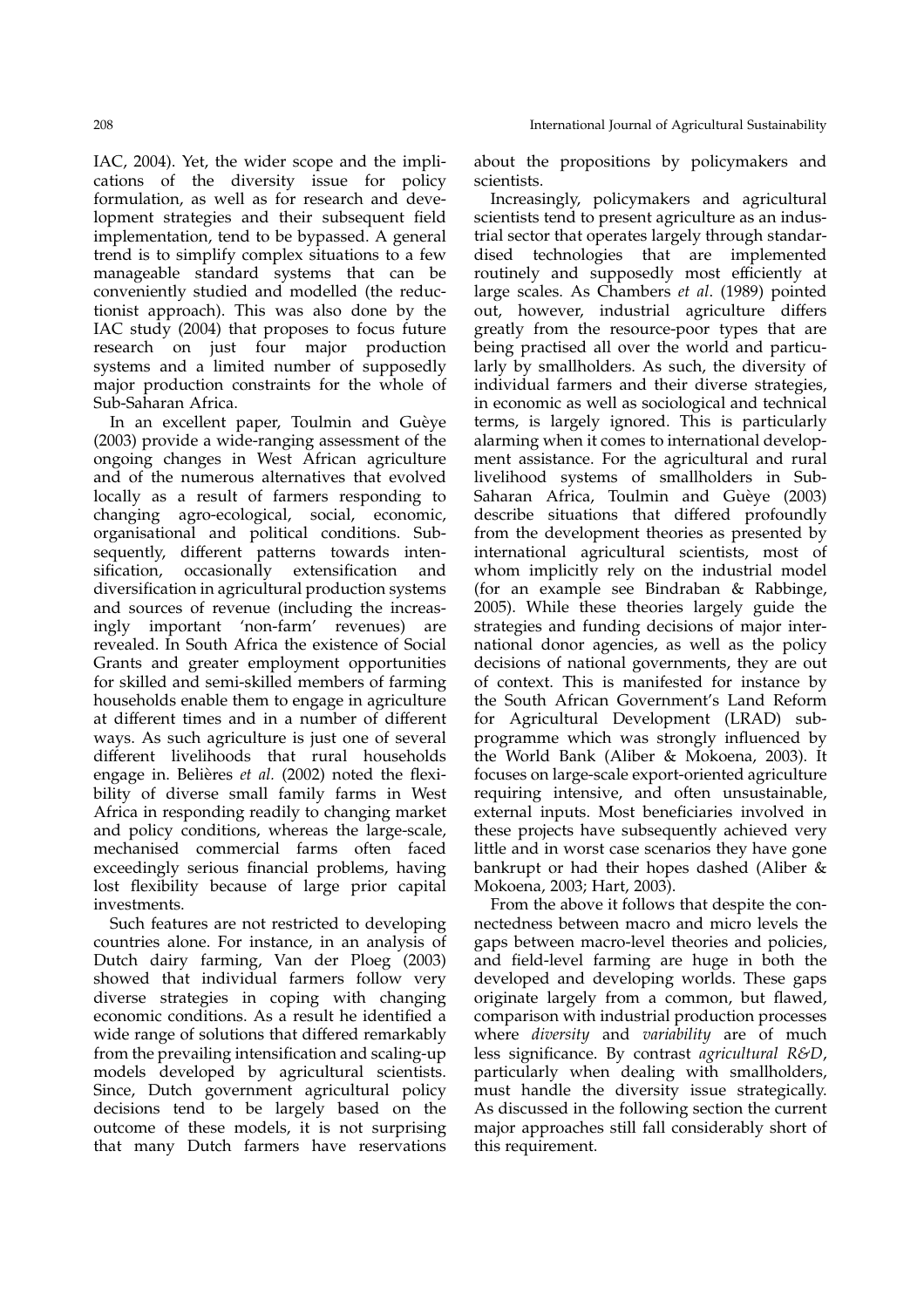IAC, 2004). Yet, the wider scope and the implications of the diversity issue for policy formulation, as well as for research and development strategies and their subsequent field implementation, tend to be bypassed. A general trend is to simplify complex situations to a few manageable standard systems that can be conveniently studied and modelled (the reductionist approach). This was also done by the IAC study (2004) that proposes to focus future research on just four major production systems and a limited number of supposedly major production constraints for the whole of Sub-Saharan Africa.

In an excellent paper, Toulmin and Guèye (2003) provide a wide-ranging assessment of the ongoing changes in West African agriculture and of the numerous alternatives that evolved locally as a result of farmers responding to changing agro-ecological, social, economic, organisational and political conditions. Subsequently, different patterns towards intensification, occasionally extensification and diversification in agricultural production systems and sources of revenue (including the increasingly important 'non-farm' revenues) are revealed. In South Africa the existence of Social Grants and greater employment opportunities for skilled and semi-skilled members of farming households enable them to engage in agriculture at different times and in a number of different ways. As such agriculture is just one of several different livelihoods that rural households engage in. Belières *et al*. (2002) noted the flexibility of diverse small family farms in West Africa in responding readily to changing market and policy conditions, whereas the large-scale, mechanised commercial farms often faced exceedingly serious financial problems, having lost flexibility because of large prior capital investments.

Such features are not restricted to developing countries alone. For instance, in an analysis of Dutch dairy farming, Van der Ploeg (2003) showed that individual farmers follow very diverse strategies in coping with changing economic conditions. As a result he identified a wide range of solutions that differed remarkably from the prevailing intensification and scaling-up models developed by agricultural scientists. Since, Dutch government agricultural policy decisions tend to be largely based on the outcome of these models, it is not surprising that many Dutch farmers have reservations about the propositions by policymakers and scientists.

Increasingly, policymakers and agricultural scientists tend to present agriculture as an industrial sector that operates largely through standardised technologies that are implemented routinely and supposedly most efficiently at large scales. As Chambers *et al*. (1989) pointed out, however, industrial agriculture differs greatly from the resource-poor types that are being practised all over the world and particularly by smallholders. As such, the diversity of individual farmers and their diverse strategies, in economic as well as sociological and technical terms, is largely ignored. This is particularly alarming when it comes to international development assistance. For the agricultural and rural livelihood systems of smallholders in Sub-Saharan Africa, Toulmin and Guèye (2003) describe situations that differed profoundly from the development theories as presented by international agricultural scientists, most of whom implicitly rely on the industrial model (for an example see Bindraban & Rabbinge, 2005). While these theories largely guide the strategies and funding decisions of major international donor agencies, as well as the policy decisions of national governments, they are out of context. This is manifested for instance by the South African Government's Land Reform for Agricultural Development (LRAD) subprogramme which was strongly influenced by the World Bank (Aliber & Mokoena, 2003). It focuses on large-scale export-oriented agriculture requiring intensive, and often unsustainable, external inputs. Most beneficiaries involved in these projects have subsequently achieved very little and in worst case scenarios they have gone bankrupt or had their hopes dashed (Aliber & Mokoena, 2003; Hart, 2003).

From the above it follows that despite the connectedness between macro and micro levels the gaps between macro-level theories and policies, and field-level farming are huge in both the developed and developing worlds. These gaps originate largely from a common, but flawed, comparison with industrial production processes where *diversity* and *variability* are of much less significance. By contrast *agricultural R&D*, particularly when dealing with smallholders, must handle the diversity issue strategically. As discussed in the following section the current major approaches still fall considerably short of this requirement.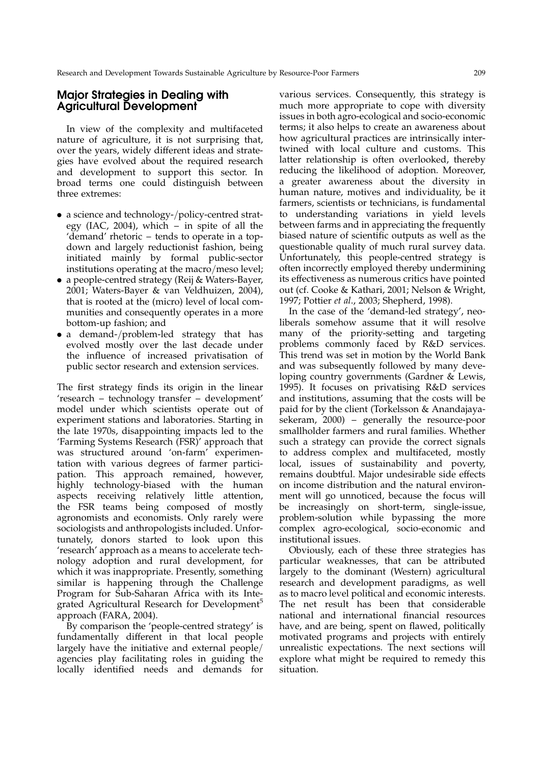## Major Strategies in Dealing with Agricultural Development

In view of the complexity and multifaceted nature of agriculture, it is not surprising that, over the years, widely different ideas and strategies have evolved about the required research and development to support this sector. In broad terms one could distinguish between three extremes:

- a science and technology-/policy-centred strategy (IAC, 2004), which – in spite of all the 'demand' rhetoric – tends to operate in a top-down and largely reductionist fashion, being initiated mainly by formal public-sector institutions operating at the macro/meso level;
- a people-centred strategy (Reij & Waters-Bayer, 2001; Waters-Bayer & van Veldhuizen, 2004), that is rooted at the (micro) level of local communities and consequently operates in a more bottom-up fashion; and
- a demand-/problem-led strategy that has evolved mostly over the last decade under the influence of increased privatisation of public sector research and extension services.

The first strategy finds its origin in the linear 'research – technology transfer – development' model under which scientists operate out of experiment stations and laboratories. Starting in the late 1970s, disappointing impacts led to the 'Farming Systems Research (FSR)' approach that was structured around 'on-farm' experimentation with various degrees of farmer participation. This approach remained, however, highly technology-biased with the human aspects receiving relatively little attention, the FSR teams being composed of mostly agronomists and economists. Only rarely were sociologists and anthropologists included. Unfortunately, donors started to look upon this 'research' approach as a means to accelerate technology adoption and rural development, for which it was inappropriate. Presently, something similar is happening through the Challenge Program for Sub-Saharan Africa with its Integrated Agricultural Research for Development[5] approach (FARA, 2004).

By comparison the 'people-centred strategy' is fundamentally different in that local people largely have the initiative and external people/agencies play facilitating roles in guiding the locally identified needs and demands for various services. Consequently, this strategy is much more appropriate to cope with diversity issues in both agro-ecological and socio-economic terms; it also helps to create an awareness about how agricultural practices are intrinsically intertwined with local culture and customs. This latter relationship is often overlooked, thereby reducing the likelihood of adoption. Moreover, a greater awareness about the diversity in human nature, motives and individuality, be it farmers, scientists or technicians, is fundamental to understanding variations in yield levels between farms and in appreciating the frequently biased nature of scientific outputs as well as the questionable quality of much rural survey data. Unfortunately, this people-centred strategy is often incorrectly employed thereby undermining its effectiveness as numerous critics have pointed out (cf. Cooke & Kathari, 2001; Nelson & Wright, 1997; Pottier *et al*., 2003; Shepherd, 1998).

In the case of the 'demand-led strategy', neo-liberals somehow assume that it will resolve many of the priority-setting and targeting problems commonly faced by R&D services. This trend was set in motion by the World Bank and was subsequently followed by many developing country governments (Gardner & Lewis, 1995). It focuses on privatising R&D services and institutions, assuming that the costs will be paid for by the client (Torkelsson & Anandajayasekeram, 2000) – generally the resource-poor smallholder farmers and rural families. Whether such a strategy can provide the correct signals to address complex and multifaceted, mostly local, issues of sustainability and poverty, remains doubtful. Major undesirable side effects on income distribution and the natural environment will go unnoticed, because the focus will be increasingly on short-term, single-issue, problem-solution while bypassing the more complex agro-ecological, socio-economic and institutional issues.

Obviously, each of these three strategies has particular weaknesses, that can be attributed largely to the dominant (Western) agricultural research and development paradigms, as well as to macro level political and economic interests. The net result has been that considerable national and international financial resources have, and are being, spent on flawed, politically motivated programs and projects with entirely unrealistic expectations. The next sections will explore what might be required to remedy this situation.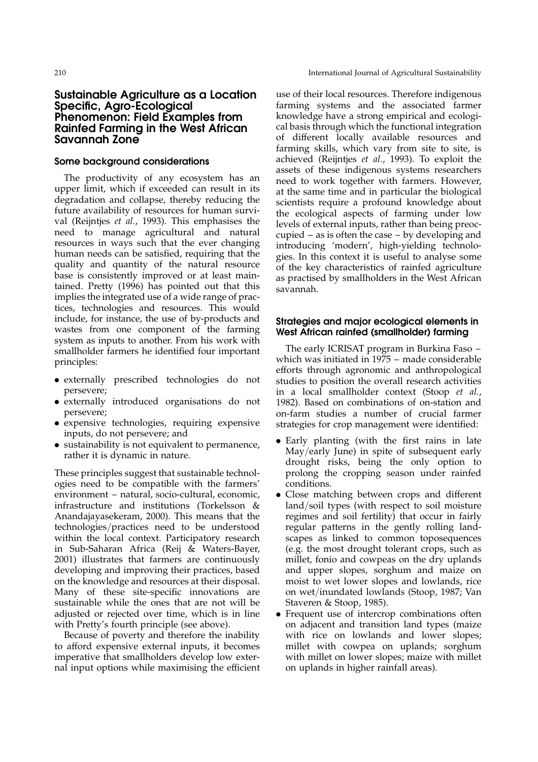## Sustainable Agriculture as a Location Specific, Agro-Ecological Phenomenon: Field Examples from Rainfed Farming in the West African Savannah Zone

### Some background considerations

The productivity of any ecosystem has an upper limit, which if exceeded can result in its degradation and collapse, thereby reducing the future availability of resources for human survival (Reijntjes *et al.*, 1993). This emphasises the need to manage agricultural and natural resources in ways such that the ever changing human needs can be satisfied, requiring that the quality and quantity of the natural resource base is consistently improved or at least maintained. Pretty (1996) has pointed out that this implies the integrated use of a wide range of practices, technologies and resources. This would include, for instance, the use of by-products and wastes from one component of the farming system as inputs to another. From his work with smallholder farmers he identified four important principles:

- externally prescribed technologies do not persevere;
- externally introduced organisations do not persevere;
- expensive technologies, requiring expensive inputs, do not persevere; and
- sustainability is not equivalent to permanence, rather it is dynamic in nature.

These principles suggest that sustainable technologies need to be compatible with the farmers' environment – natural, socio-cultural, economic, infrastructure and institutions (Torkelsson & Anandajayasekeram, 2000). This means that the technologies/practices need to be understood within the local context. Participatory research in Sub-Saharan Africa (Reij & Waters-Bayer, 2001) illustrates that farmers are continuously developing and improving their practices, based on the knowledge and resources at their disposal. Many of these site-specific innovations are sustainable while the ones that are not will be adjusted or rejected over time, which is in line with Pretty's fourth principle (see above).

Because of poverty and therefore the inability to afford expensive external inputs, it becomes imperative that smallholders develop low external input options while maximising the efficient use of their local resources. Therefore indigenous farming systems and the associated farmer knowledge have a strong empirical and ecological basis through which the functional integration of different locally available resources and farming skills, which vary from site to site, is achieved (Reijntjes *et al.*, 1993). To exploit the assets of these indigenous systems researchers need to work together with farmers. However, at the same time and in particular the biological scientists require a profound knowledge about the ecological aspects of farming under low levels of external inputs, rather than being preoccupied – as is often the case – by developing and introducing 'modern', high-yielding technologies. In this context it is useful to analyse some of the key characteristics of rainfed agriculture as practised by smallholders in the West African savannah.

### Strategies and major ecological elements in West African rainfed (smallholder) farming

The early ICRISAT program in Burkina Faso – which was initiated in 1975 – made considerable efforts through agronomic and anthropological studies to position the overall research activities in a local smallholder context (Stoop *et al.*, 1982). Based on combinations of on-station and on-farm studies a number of crucial farmer strategies for crop management were identified:

- Early planting (with the first rains in late May/early June) in spite of subsequent early drought risks, being the only option to prolong the cropping season under rainfed conditions.
- Close matching between crops and different land/soil types (with respect to soil moisture regimes and soil fertility) that occur in fairly regular patterns in the gently rolling landscapes as linked to common toposequences (e.g. the most drought tolerant crops, such as millet, fonio and cowpeas on the dry uplands and upper slopes, sorghum and maize on moist to wet lower slopes and lowlands, rice on wet/inundated lowlands (Stoop, 1987; Van Staveren & Stoop, 1985).
- Frequent use of intercrop combinations often on adjacent and transition land types (maize with rice on lowlands and lower slopes; millet with cowpea on uplands; sorghum with millet on lower slopes; maize with millet on uplands in higher rainfall areas).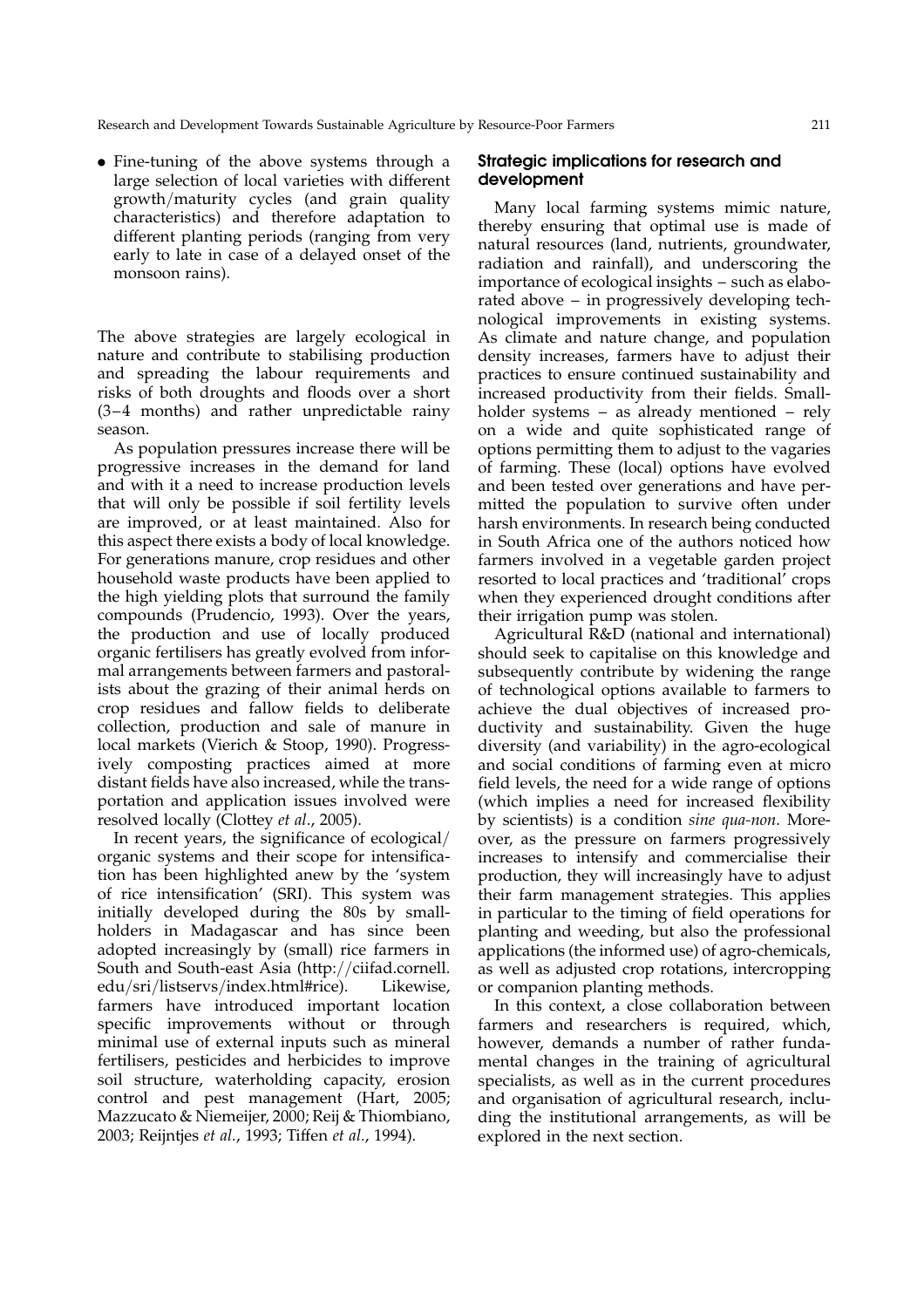- Fine-tuning of the above systems through a large selection of local varieties with different growth/maturity cycles (and grain quality characteristics) and therefore adaptation to different planting periods (ranging from very early to late in case of a delayed onset of the monsoon rains).

The above strategies are largely ecological in nature and contribute to stabilising production and spreading the labour requirements and risks of both droughts and floods over a short (3–4 months) and rather unpredictable rainy season.

As population pressures increase there will be progressive increases in the demand for land and with it a need to increase production levels that will only be possible if soil fertility levels are improved, or at least maintained. Also for this aspect there exists a body of local knowledge. For generations manure, crop residues and other household waste products have been applied to the high yielding plots that surround the family compounds (Prudencio, 1993). Over the years, the production and use of locally produced organic fertilisers has greatly evolved from informal arrangements between farmers and pastoralists about the grazing of their animal herds on crop residues and fallow fields to deliberate collection, production and sale of manure in local markets (Vierich & Stoop, 1990). Progressively composting practices aimed at more distant fields have also increased, while the transportation and application issues involved were resolved locally (Clottey *et al.*, 2005).

In recent years, the significance of ecological/organic systems and their scope for intensification has been highlighted anew by the 'system of rice intensification' (SRI). This system was initially developed during the 80s by smallholders in Madagascar and has since been adopted increasingly by (small) rice farmers in South and South-east Asia (http://ciifad.cornell.edu/sri/listservs/index.html#rice). Likewise, farmers have introduced important location specific improvements without or through minimal use of external inputs such as mineral fertilisers, pesticides and herbicides to improve soil structure, waterholding capacity, erosion control and pest management (Hart, 2005; Mazzucato & Niemeijer, 2000; Reij & Thiombiano, 2003; Reijntjes *et al.*, 1993; Tiffen *et al.*, 1994).

## Strategic implications for research and development

Many local farming systems mimic nature, thereby ensuring that optimal use is made of natural resources (land, nutrients, groundwater, radiation and rainfall), and underscoring the importance of ecological insights – such as elaborated above – in progressively developing technological improvements in existing systems. As climate and nature change, and population density increases, farmers have to adjust their practices to ensure continued sustainability and increased productivity from their fields. Smallholder systems – as already mentioned – rely on a wide and quite sophisticated range of options permitting them to adjust to the vagaries of farming. These (local) options have evolved and been tested over generations and have permitted the population to survive often under harsh environments. In research being conducted in South Africa one of the authors noticed how farmers involved in a vegetable garden project resorted to local practices and 'traditional' crops when they experienced drought conditions after their irrigation pump was stolen.

Agricultural R&D (national and international) should seek to capitalise on this knowledge and subsequently contribute by widening the range of technological options available to farmers to achieve the dual objectives of increased productivity and sustainability. Given the huge diversity (and variability) in the agro-ecological and social conditions of farming even at micro field levels, the need for a wide range of options (which implies a need for increased flexibility by scientists) is a condition *sine qua-non*. Moreover, as the pressure on farmers progressively increases to intensify and commercialise their production, they will increasingly have to adjust their farm management strategies. This applies in particular to the timing of field operations for planting and weeding, but also the professional applications (the informed use) of agro-chemicals, as well as adjusted crop rotations, intercropping or companion planting methods.

In this context, a close collaboration between farmers and researchers is required, which, however, demands a number of rather fundamental changes in the training of agricultural specialists, as well as in the current procedures and organisation of agricultural research, including the institutional arrangements, as will be explored in the next section.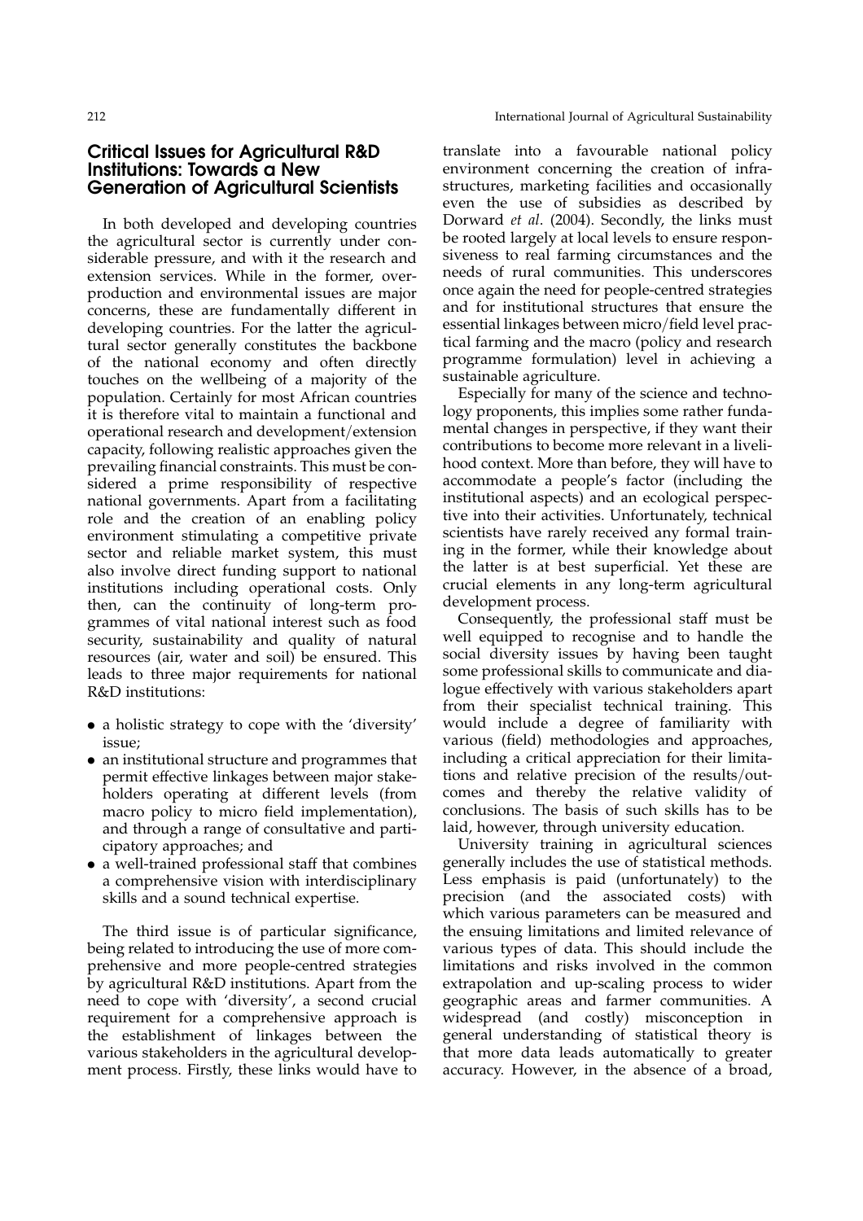## Critical Issues for Agricultural R&D Institutions: Towards a New Generation of Agricultural Scientists

In both developed and developing countries the agricultural sector is currently under considerable pressure, and with it the research and extension services. While in the former, overproduction and environmental issues are major concerns, these are fundamentally different in developing countries. For the latter the agricultural sector generally constitutes the backbone of the national economy and often directly touches on the wellbeing of a majority of the population. Certainly for most African countries it is therefore vital to maintain a functional and operational research and development/extension capacity, following realistic approaches given the prevailing financial constraints. This must be considered a prime responsibility of respective national governments. Apart from a facilitating role and the creation of an enabling policy environment stimulating a competitive private sector and reliable market system, this must also involve direct funding support to national institutions including operational costs. Only then, can the continuity of long-term programmes of vital national interest such as food security, sustainability and quality of natural resources (air, water and soil) be ensured. This leads to three major requirements for national R&D institutions:

- a holistic strategy to cope with the 'diversity' issue;
- an institutional structure and programmes that permit effective linkages between major stakeholders operating at different levels (from macro policy to micro field implementation), and through a range of consultative and participatory approaches; and
- a well-trained professional staff that combines a comprehensive vision with interdisciplinary skills and a sound technical expertise.

The third issue is of particular significance, being related to introducing the use of more comprehensive and more people-centred strategies by agricultural R&D institutions. Apart from the need to cope with 'diversity', a second crucial requirement for a comprehensive approach is the establishment of linkages between the various stakeholders in the agricultural development process. Firstly, these links would have to translate into a favourable national policy environment concerning the creation of infrastructures, marketing facilities and occasionally even the use of subsidies as described by Dorward *et al*. (2004). Secondly, the links must be rooted largely at local levels to ensure responsiveness to real farming circumstances and the needs of rural communities. This underscores once again the need for people-centred strategies and for institutional structures that ensure the essential linkages between micro/field level practical farming and the macro (policy and research programme formulation) level in achieving a sustainable agriculture.

Especially for many of the science and technology proponents, this implies some rather fundamental changes in perspective, if they want their contributions to become more relevant in a livelihood context. More than before, they will have to accommodate a people's factor (including the institutional aspects) and an ecological perspective into their activities. Unfortunately, technical scientists have rarely received any formal training in the former, while their knowledge about the latter is at best superficial. Yet these are crucial elements in any long-term agricultural development process.

Consequently, the professional staff must be well equipped to recognise and to handle the social diversity issues by having been taught some professional skills to communicate and dialogue effectively with various stakeholders apart from their specialist technical training. This would include a degree of familiarity with various (field) methodologies and approaches, including a critical appreciation for their limitations and relative precision of the results/outcomes and thereby the relative validity of conclusions. The basis of such skills has to be laid, however, through university education.

University training in agricultural sciences generally includes the use of statistical methods. Less emphasis is paid (unfortunately) to the precision (and the associated costs) with which various parameters can be measured and the ensuing limitations and limited relevance of various types of data. This should include the limitations and risks involved in the common extrapolation and up-scaling process to wider geographic areas and farmer communities. A widespread (and costly) misconception in general understanding of statistical theory is that more data leads automatically to greater accuracy. However, in the absence of a broad,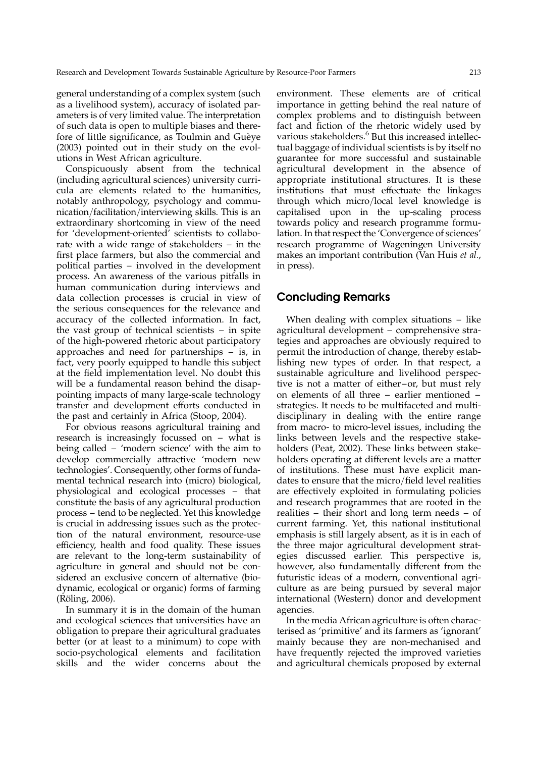general understanding of a complex system (such as a livelihood system), accuracy of isolated parameters is of very limited value. The interpretation of such data is open to multiple biases and therefore of little significance, as Toulmin and Guèye (2003) pointed out in their study on the evolutions in West African agriculture.

Conspicuously absent from the technical (including agricultural sciences) university curricula are elements related to the humanities, notably anthropology, psychology and communication/facilitation/interviewing skills. This is an extraordinary shortcoming in view of the need for 'development-oriented' scientists to collaborate with a wide range of stakeholders – in the first place farmers, but also the commercial and political parties – involved in the development process. An awareness of the various pitfalls in human communication during interviews and data collection processes is crucial in view of the serious consequences for the relevance and accuracy of the collected information. In fact, the vast group of technical scientists – in spite of the high-powered rhetoric about participatory approaches and need for partnerships – is, in fact, very poorly equipped to handle this subject at the field implementation level. No doubt this will be a fundamental reason behind the disappointing impacts of many large-scale technology transfer and development efforts conducted in the past and certainly in Africa (Stoop, 2004).

For obvious reasons agricultural training and research is increasingly focussed on – what is being called – 'modern science' with the aim to develop commercially attractive 'modern new technologies'. Consequently, other forms of fundamental technical research into (micro) biological, physiological and ecological processes – that constitute the basis of any agricultural production process – tend to be neglected. Yet this knowledge is crucial in addressing issues such as the protection of the natural environment, resource-use efficiency, health and food quality. These issues are relevant to the long-term sustainability of agriculture in general and should not be considered an exclusive concern of alternative (biodynamic, ecological or organic) forms of farming (Röling, 2006).

In summary it is in the domain of the human and ecological sciences that universities have an obligation to prepare their agricultural graduates better (or at least to a minimum) to cope with socio-psychological elements and facilitation skills and the wider concerns about the environment. These elements are of critical importance in getting behind the real nature of complex problems and to distinguish between fact and fiction of the rhetoric widely used by various stakeholders.[6] But this increased intellectual baggage of individual scientists is by itself no guarantee for more successful and sustainable agricultural development in the absence of appropriate institutional structures. It is these institutions that must effectuate the linkages through which micro/local level knowledge is capitalised upon in the up-scaling process towards policy and research programme formulation. In that respect the 'Convergence of sciences' research programme of Wageningen University makes an important contribution (Van Huis *et al.*, in press).

## Concluding Remarks

When dealing with complex situations – like agricultural development – comprehensive strategies and approaches are obviously required to permit the introduction of change, thereby establishing new types of order. In that respect, a sustainable agriculture and livelihood perspective is not a matter of either–or, but must rely on elements of all three – earlier mentioned – strategies. It needs to be multifaceted and multidisciplinary in dealing with the entire range from macro- to micro-level issues, including the links between levels and the respective stakeholders (Peat, 2002). These links between stakeholders operating at different levels are a matter of institutions. These must have explicit mandates to ensure that the micro/field level realities are effectively exploited in formulating policies and research programmes that are rooted in the realities – their short and long term needs – of current farming. Yet, this national institutional emphasis is still largely absent, as it is in each of the three major agricultural development strategies discussed earlier. This perspective is, however, also fundamentally different from the futuristic ideas of a modern, conventional agriculture as are being pursued by several major international (Western) donor and development agencies.

In the media African agriculture is often characterised as 'primitive' and its farmers as 'ignorant' mainly because they are non-mechanised and have frequently rejected the improved varieties and agricultural chemicals proposed by external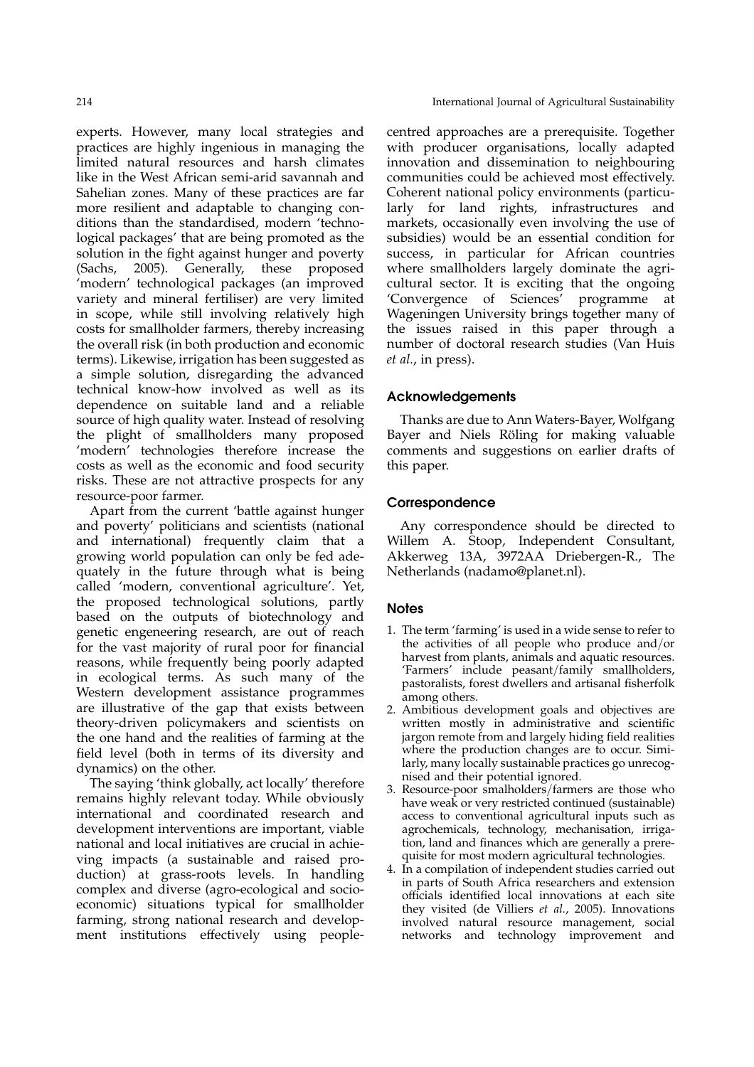experts. However, many local strategies and practices are highly ingenious in managing the limited natural resources and harsh climates like in the West African semi-arid savannah and Sahelian zones. Many of these practices are far more resilient and adaptable to changing conditions than the standardised, modern 'technological packages' that are being promoted as the solution in the fight against hunger and poverty (Sachs, 2005). Generally, these proposed 'modern' technological packages (an improved variety and mineral fertiliser) are very limited in scope, while still involving relatively high costs for smallholder farmers, thereby increasing the overall risk (in both production and economic terms). Likewise, irrigation has been suggested as a simple solution, disregarding the advanced technical know-how involved as well as its dependence on suitable land and a reliable source of high quality water. Instead of resolving the plight of smallholders many proposed 'modern' technologies therefore increase the costs as well as the economic and food security risks. These are not attractive prospects for any resource-poor farmer.

Apart from the current 'battle against hunger and poverty' politicians and scientists (national and international) frequently claim that a growing world population can only be fed adequately in the future through what is being called 'modern, conventional agriculture'. Yet, the proposed technological solutions, partly based on the outputs of biotechnology and genetic engeneering research, are out of reach for the vast majority of rural poor for financial reasons, while frequently being poorly adapted in ecological terms. As such many of the Western development assistance programmes are illustrative of the gap that exists between theory-driven policymakers and scientists on the one hand and the realities of farming at the field level (both in terms of its diversity and dynamics) on the other.

The saying 'think globally, act locally' therefore remains highly relevant today. While obviously international and coordinated research and development interventions are important, viable national and local initiatives are crucial in achieving impacts (a sustainable and raised production) at grass-roots levels. In handling complex and diverse (agro-ecological and socio-economic) situations typical for smallholder farming, strong national research and development institutions effectively using people-centred approaches are a prerequisite. Together with producer organisations, locally adapted innovation and dissemination to neighbouring communities could be achieved most effectively. Coherent national policy environments (particularly for land rights, infrastructures and markets, occasionally even involving the use of subsidies) would be an essential condition for success, in particular for African countries where smallholders largely dominate the agricultural sector. It is exciting that the ongoing 'Convergence of Sciences' programme at Wageningen University brings together many of the issues raised in this paper through a number of doctoral research studies (Van Huis *et al.*, in press).

## Acknowledgements

Thanks are due to Ann Waters-Bayer, Wolfgang Bayer and Niels Röling for making valuable comments and suggestions on earlier drafts of this paper.

## Correspondence

Any correspondence should be directed to Willem A. Stoop, Independent Consultant, Akkerweg 13A, 3972AA Driebergen-R., The Netherlands (nadamo@planet.nl).

## Notes

1. The term 'farming' is used in a wide sense to refer to the activities of all people who produce and/or harvest from plants, animals and aquatic resources. 'Farmers' include peasant/family smallholders, pastoralists, forest dwellers and artisanal fisherfolk among others.
2. Ambitious development goals and objectives are written mostly in administrative and scientific jargon remote from and largely hiding field realities where the production changes are to occur. Similarly, many locally sustainable practices go unrecognised and their potential ignored.
3. Resource-poor smallholders/farmers are those who have weak or very restricted continued (sustainable) access to conventional agricultural inputs such as agrochemicals, technology, mechanisation, irrigation, land and finances which are generally a prerequisite for most modern agricultural technologies.
4. In a compilation of independent studies carried out in parts of South Africa researchers and extension officials identified local innovations at each site they visited (de Villiers *et al.*, 2005). Innovations involved natural resource management, social networks and technology improvement and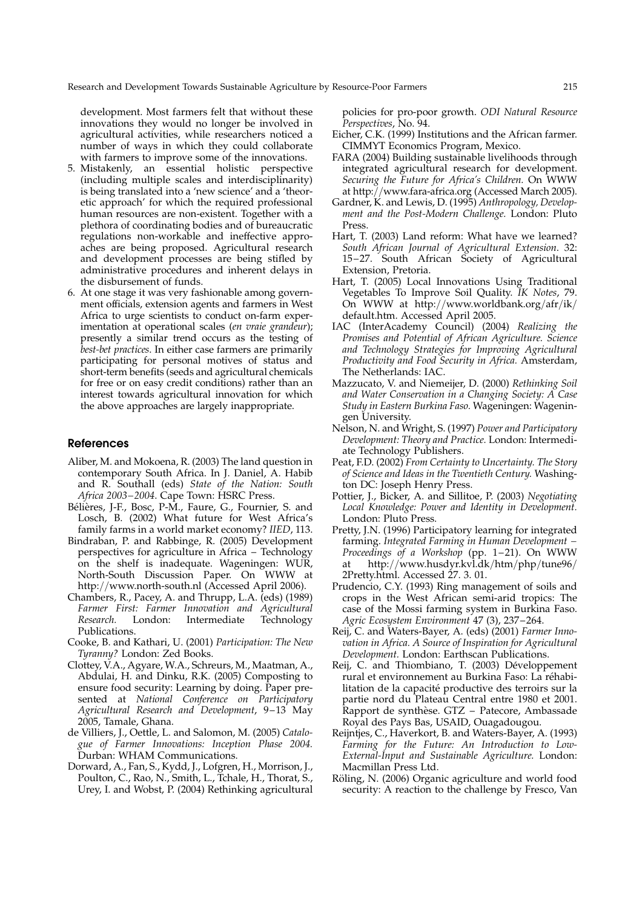development. Most farmers felt that without these innovations they would no longer be involved in agricultural activities, while researchers noticed a number of ways in which they could collaborate with farmers to improve some of the innovations.

5. Mistakenly, an essential holistic perspective (including multiple scales and interdisciplinarity) is being translated into a 'new science' and a 'theoretic approach' for which the required professional human resources are non-existent. Together with a plethora of coordinating bodies and of bureaucratic regulations non-workable and ineffective approaches are being proposed. Agricultural research and development processes are being stifled by administrative procedures and inherent delays in the disbursement of funds.
6. At one stage it was very fashionable among government officials, extension agents and farmers in West Africa to urge scientists to conduct on-farm experimentation at operational scales (*en vraie grandeur*); presently a similar trend occurs as the testing of *best-bet practices*. In either case farmers are primarily participating for personal motives of status and short-term benefits (seeds and agricultural chemicals for free or on easy credit conditions) rather than an interest towards agricultural innovation for which the above approaches are largely inappropriate.

## References

Aliber, M. and Mokoena, R. (2003) The land question in contemporary South Africa. In J. Daniel, A. Habib and R. Southall (eds) *State of the Nation: South Africa 2003–2004*. Cape Town: HSRC Press.

Bélières, J-F., Bosc, P-M., Faure, G., Fournier, S. and Losch, B. (2002) What future for West Africa's family farms in a world market economy? *IIED*, 113.

Bindraban, P. and Rabbinge, R. (2005) Development perspectives for agriculture in Africa – Technology on the shelf is inadequate. Wageningen: WUR, North-South Discussion Paper. On WWW at http://www.north-south.nl (Accessed April 2006).

Chambers, R., Pacey, A. and Thrupp, L.A. (eds) (1989) *Farmer First: Farmer Innovation and Agricultural Research.* London: Intermediate Technology Publications.

Cooke, B. and Kathari, U. (2001) *Participation: The New Tyranny?* London: Zed Books.

Clottey, V.A., Agyare, W.A., Schreurs, M., Maatman, A., Abdulai, H. and Dinku, R.K. (2005) Composting to ensure food security: Learning by doing. Paper presented at *National Conference on Participatory Agricultural Research and Development*, 9–13 May 2005, Tamale, Ghana.

de Villiers, J., Oettle, L. and Salomon, M. (2005) *Catalogue of Farmer Innovations: Inception Phase 2004.* Durban: WHAM Communications.

Dorward, A., Fan, S., Kydd, J., Lofgren, H., Morrison, J., Poulton, C., Rao, N., Smith, L., Tchale, H., Thorat, S., Urey, I. and Wobst, P. (2004) Rethinking agricultural policies for pro-poor growth. *ODI Natural Resource Perspectives*, No. 94.

Eicher, C.K. (1999) Institutions and the African farmer. CIMMYT Economics Program, Mexico.

FARA (2004) Building sustainable livelihoods through integrated agricultural research for development. *Securing the Future for Africa's Children.* On WWW at http://www.fara-africa.org (Accessed March 2005).

Gardner, K. and Lewis, D. (1995) *Anthropology, Development and the Post-Modern Challenge.* London: Pluto Press.

Hart, T. (2003) Land reform: What have we learned? *South African Journal of Agricultural Extension*. 32: 15–27. South African Society of Agricultural Extension, Pretoria.

Hart, T. (2005) Local Innovations Using Traditional Vegetables To Improve Soil Quality. *IK Notes*, 79. On WWW at http://www.worldbank.org/afr/ik/default.htm. Accessed April 2005.

IAC (InterAcademy Council) (2004) *Realizing the Promises and Potential of African Agriculture. Science and Technology Strategies for Improving Agricultural Productivity and Food Security in Africa.* Amsterdam, The Netherlands: IAC.

Mazzucato, V. and Niemeijer, D. (2000) *Rethinking Soil and Water Conservation in a Changing Society: A Case Study in Eastern Burkina Faso.* Wageningen: Wageningen University.

Nelson, N. and Wright, S. (1997) *Power and Participatory Development: Theory and Practice.* London: Intermediate Technology Publishers.

Peat, F.D. (2002) *From Certainty to Uncertainty. The Story of Science and Ideas in the Twentieth Century.* Washington DC: Joseph Henry Press.

Pottier, J., Bicker, A. and Sillitoe, P. (2003) *Negotiating Local Knowledge: Power and Identity in Development.* London: Pluto Press.

Pretty, J.N. (1996) Participatory learning for integrated farming. *Integrated Farming in Human Development – Proceedings of a Workshop* (pp. 1–21). On WWW at http://www.husdyr.kvl.dk/htm/php/tune96/2Pretty.html. Accessed 27. 3. 01.

Prudencio, C.Y. (1993) Ring management of soils and crops in the West African semi-arid tropics: The case of the Mossi farming system in Burkina Faso. *Agric Ecosystem Environment* 47 (3), 237–264.

Reij, C. and Waters-Bayer, A. (eds) (2001) *Farmer Innovation in Africa. A Source of Inspiration for Agricultural Development.* London: Earthscan Publications.

Reij, C. and Thiombiano, T. (2003) Développement rural et environnement au Burkina Faso: La réhabilitation de la capacité productive des terroirs sur la partie nord du Plateau Central entre 1980 et 2001. Rapport de synthèse. GTZ – Patecore, Ambassade Royal des Pays Bas, USAID, Ouagadougou.

Reijntjes, C., Haverkort, B. and Waters-Bayer, A. (1993) *Farming for the Future: An Introduction to Low-External-Input and Sustainable Agriculture.* London: Macmillan Press Ltd.

Röling, N. (2006) Organic agriculture and world food security: A reaction to the challenge by Fresco, Van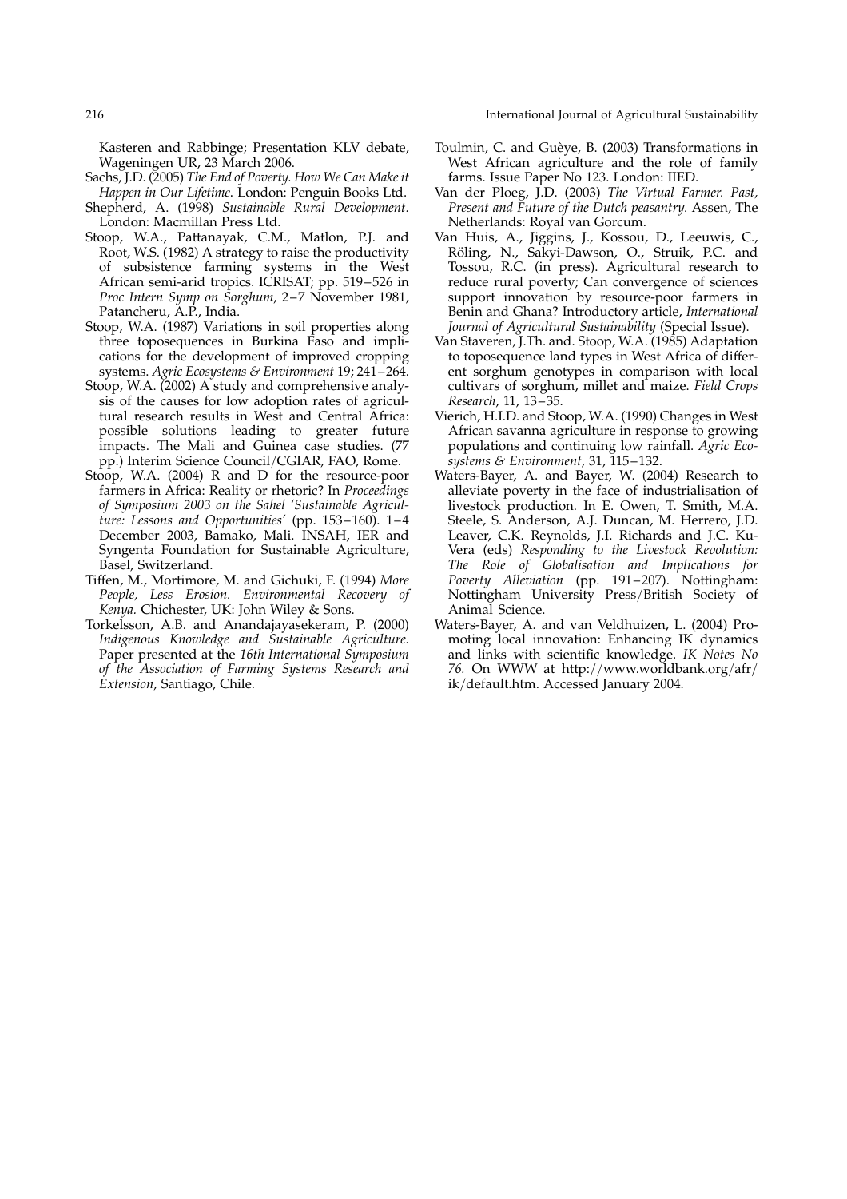Kasteren and Rabbinge; Presentation KLV debate, Wageningen UR, 23 March 2006.

Sachs, J.D. (2005) *The End of Poverty. How We Can Make it Happen in Our Lifetime*. London: Penguin Books Ltd.

Shepherd, A. (1998) *Sustainable Rural Development.* London: Macmillan Press Ltd.

Stoop, W.A., Pattanayak, C.M., Matlon, P.J. and Root, W.S. (1982) A strategy to raise the productivity of subsistence farming systems in the West African semi-arid tropics. ICRISAT; pp. 519–526 in *Proc Intern Symp on Sorghum*, 2–7 November 1981, Patancheru, A.P., India.

Stoop, W.A. (1987) Variations in soil properties along three toposequences in Burkina Faso and implications for the development of improved cropping systems. *Agric Ecosystems & Environment* 19; 241–264.

Stoop, W.A. (2002) A study and comprehensive analysis of the causes for low adoption rates of agricultural research results in West and Central Africa: possible solutions leading to greater future impacts. The Mali and Guinea case studies. (77 pp.) Interim Science Council/CGIAR, FAO, Rome.

Stoop, W.A. (2004) R and D for the resource-poor farmers in Africa: Reality or rhetoric? In *Proceedings of Symposium 2003 on the Sahel 'Sustainable Agriculture: Lessons and Opportunities'* (pp. 153–160). 1–4 December 2003, Bamako, Mali. INSAH, IER and Syngenta Foundation for Sustainable Agriculture, Basel, Switzerland.

Tiffen, M., Mortimore, M. and Gichuki, F. (1994) *More People, Less Erosion. Environmental Recovery of Kenya.* Chichester, UK: John Wiley & Sons.

Torkelsson, A.B. and Anandajayasekeram, P. (2000) *Indigenous Knowledge and Sustainable Agriculture.* Paper presented at the *16th International Symposium of the Association of Farming Systems Research and Extension*, Santiago, Chile.

Toulmin, C. and Guèye, B. (2003) Transformations in West African agriculture and the role of family farms. Issue Paper No 123. London: IIED.

Van der Ploeg, J.D. (2003) *The Virtual Farmer. Past, Present and Future of the Dutch peasantry.* Assen, The Netherlands: Royal van Gorcum.

Van Huis, A., Jiggins, J., Kossou, D., Leeuwis, C., Röling, N., Sakyi-Dawson, O., Struik, P.C. and Tossou, R.C. (in press). Agricultural research to reduce rural poverty; Can convergence of sciences support innovation by resource-poor farmers in Benin and Ghana? Introductory article, *International Journal of Agricultural Sustainability* (Special Issue).

Van Staveren, J.Th. and. Stoop, W.A. (1985) Adaptation to toposequence land types in West Africa of different sorghum genotypes in comparison with local cultivars of sorghum, millet and maize. *Field Crops Research*, 11, 13–35.

Vierich, H.I.D. and Stoop, W.A. (1990) Changes in West African savanna agriculture in response to growing populations and continuing low rainfall. *Agric Ecosystems & Environment*, 31, 115–132.

Waters-Bayer, A. and Bayer, W. (2004) Research to alleviate poverty in the face of industrialisation of livestock production. In E. Owen, T. Smith, M.A. Steele, S. Anderson, A.J. Duncan, M. Herrero, J.D. Leaver, C.K. Reynolds, J.I. Richards and J.C. Ku-Vera (eds) *Responding to the Livestock Revolution: The Role of Globalisation and Implications for Poverty Alleviation* (pp. 191–207). Nottingham: Nottingham University Press/British Society of Animal Science.

Waters-Bayer, A. and van Veldhuizen, L. (2004) Promoting local innovation: Enhancing IK dynamics and links with scientific knowledge. *IK Notes No 76.* On WWW at http://www.worldbank.org/afr/ik/default.htm. Accessed January 2004.